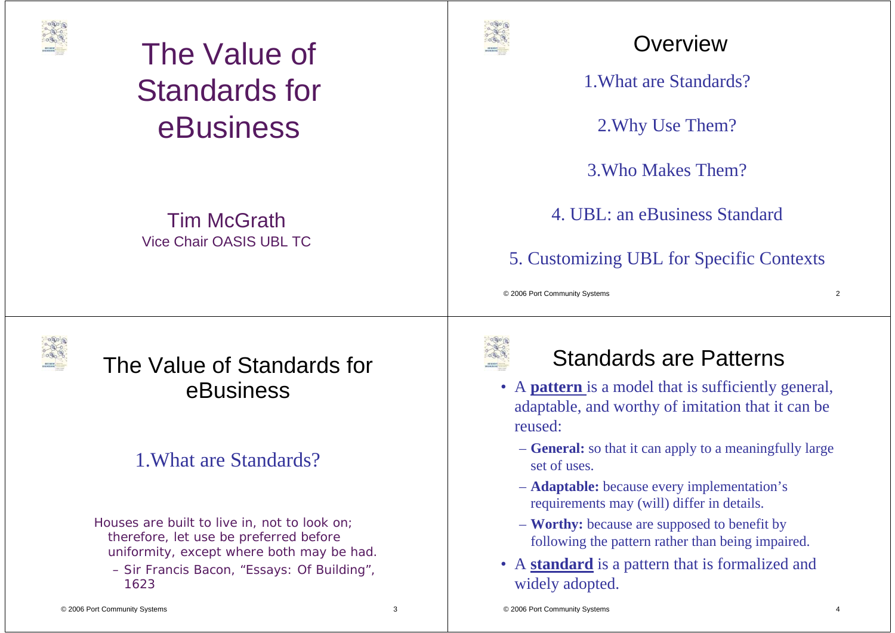# The Value of Standards for eBusiness

Tim McGrath
Vice Chair OASIS UBL TC

## Overview

1. What are Standards?
2. Why Use Them?
3. Who Makes Them?
4. UBL: an eBusiness Standard
5. Customizing UBL for Specific Contexts

## The Value of Standards for eBusiness

### 1. What are Standards?

*Houses are built to live in, not to look on; therefore, let use be preferred before uniformity, except where both may be had.*

*– Sir Francis Bacon, "Essays: Of Building", 1623*

## Standards are Patterns

- A **pattern** is a model that is sufficiently general, adaptable, and worthy of imitation that it can be reused:
  - **General:** so that it can apply to a meaningfully large set of uses.
  - **Adaptable:** because every implementation's requirements may (will) differ in details.
  - **Worthy:** because are supposed to benefit by following the pattern rather than being impaired.
- A **standard** is a pattern that is formalized and widely adopted.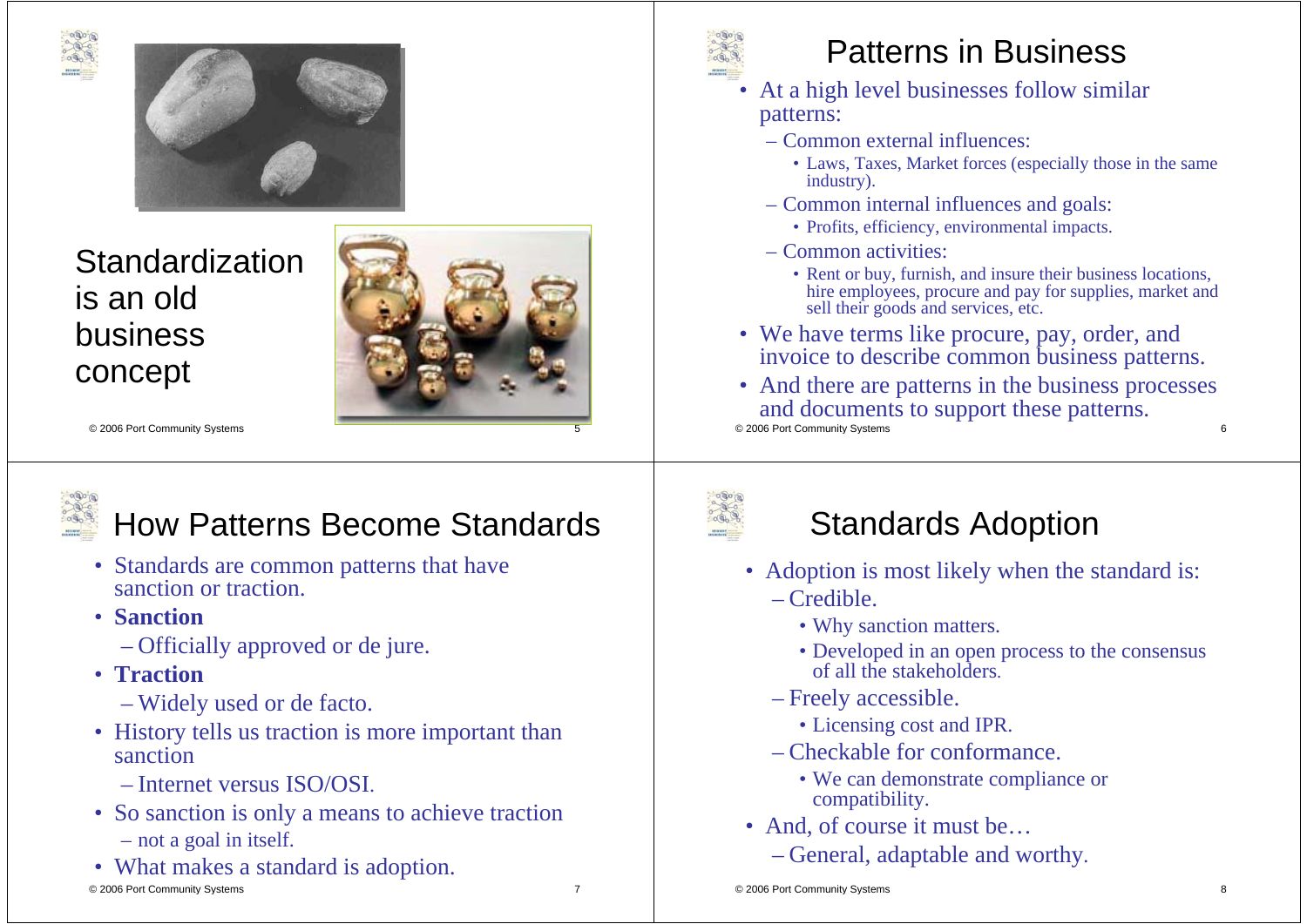# Standardization is an old business concept

# Patterns in Business

- At a high level businesses follow similar patterns:
  - Common external influences:
    - Laws, Taxes, Market forces (especially those in the same industry).
  - Common internal influences and goals:
    - Profits, efficiency, environmental impacts.
  - Common activities:
    - Rent or buy, furnish, and insure their business locations, hire employees, procure and pay for supplies, market and sell their goods and services, etc.
- We have terms like procure, pay, order, and invoice to describe common business patterns.
- And there are patterns in the business processes and documents to support these patterns.

# How Patterns Become Standards

- Standards are common patterns that have sanction or traction.
- **Sanction**
  - Officially approved or de jure.
- **Traction**
  - Widely used or de facto.
- History tells us traction is more important than sanction
  - Internet versus ISO/OSI.
- So sanction is only a means to achieve traction
  - not a goal in itself.
- What makes a standard is adoption.

# Standards Adoption

- Adoption is most likely when the standard is:
  - Credible.
    - Why sanction matters.
    - Developed in an open process to the consensus of all the stakeholders.
  - Freely accessible.
    - Licensing cost and IPR.
  - Checkable for conformance.
    - We can demonstrate compliance or compatibility.
- And, of course it must be…
  - General, adaptable and worthy.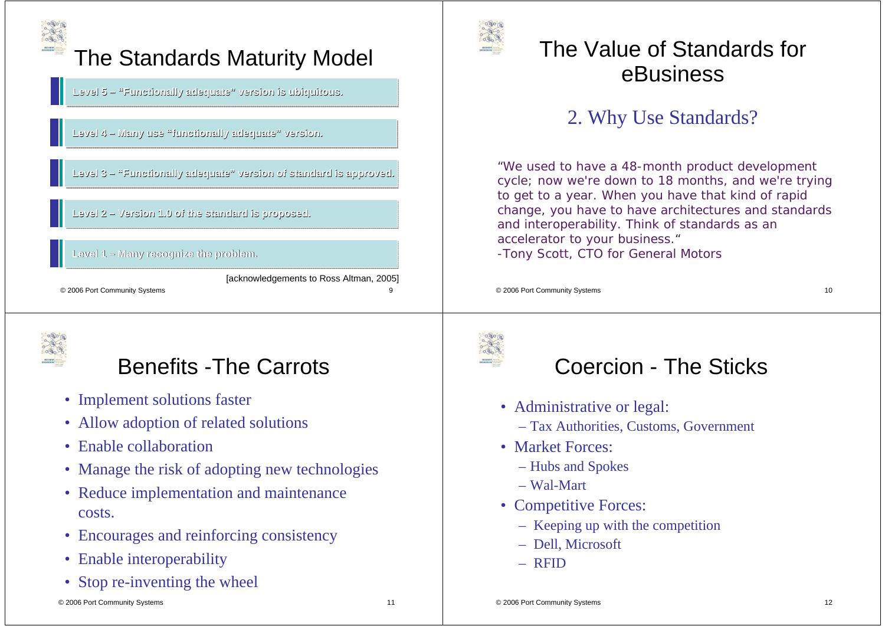# The Standards Maturity Model

- Level 5 – "Functionally adequate" version is ubiquitous.
- Level 4 – Many use "functionally adequate" version.
- Level 3 – "Functionally adequate" version of standard is approved.
- Level 2 – Version 1.0 of the standard is proposed.
- Level 1 – Many recognize the problem.

[acknowledgements to Ross Altman, 2005]

# The Value of Standards for eBusiness

## 2. Why Use Standards?

"We used to have a 48-month product development cycle; now we're down to 18 months, and we're trying to get to a year. When you have that kind of rapid change, you have to have architectures and standards and interoperability. Think of standards as an accelerator to your business."
-Tony Scott, CTO for General Motors

# Benefits -The Carrots

- Implement solutions faster
- Allow adoption of related solutions
- Enable collaboration
- Manage the risk of adopting new technologies
- Reduce implementation and maintenance costs.
- Encourages and reinforcing consistency
- Enable interoperability
- Stop re-inventing the wheel

# Coercion - The Sticks

- Administrative or legal:
  - Tax Authorities, Customs, Government
- Market Forces:
  - Hubs and Spokes
  - Wal-Mart
- Competitive Forces:
  - Keeping up with the competition
  - Dell, Microsoft
  - RFID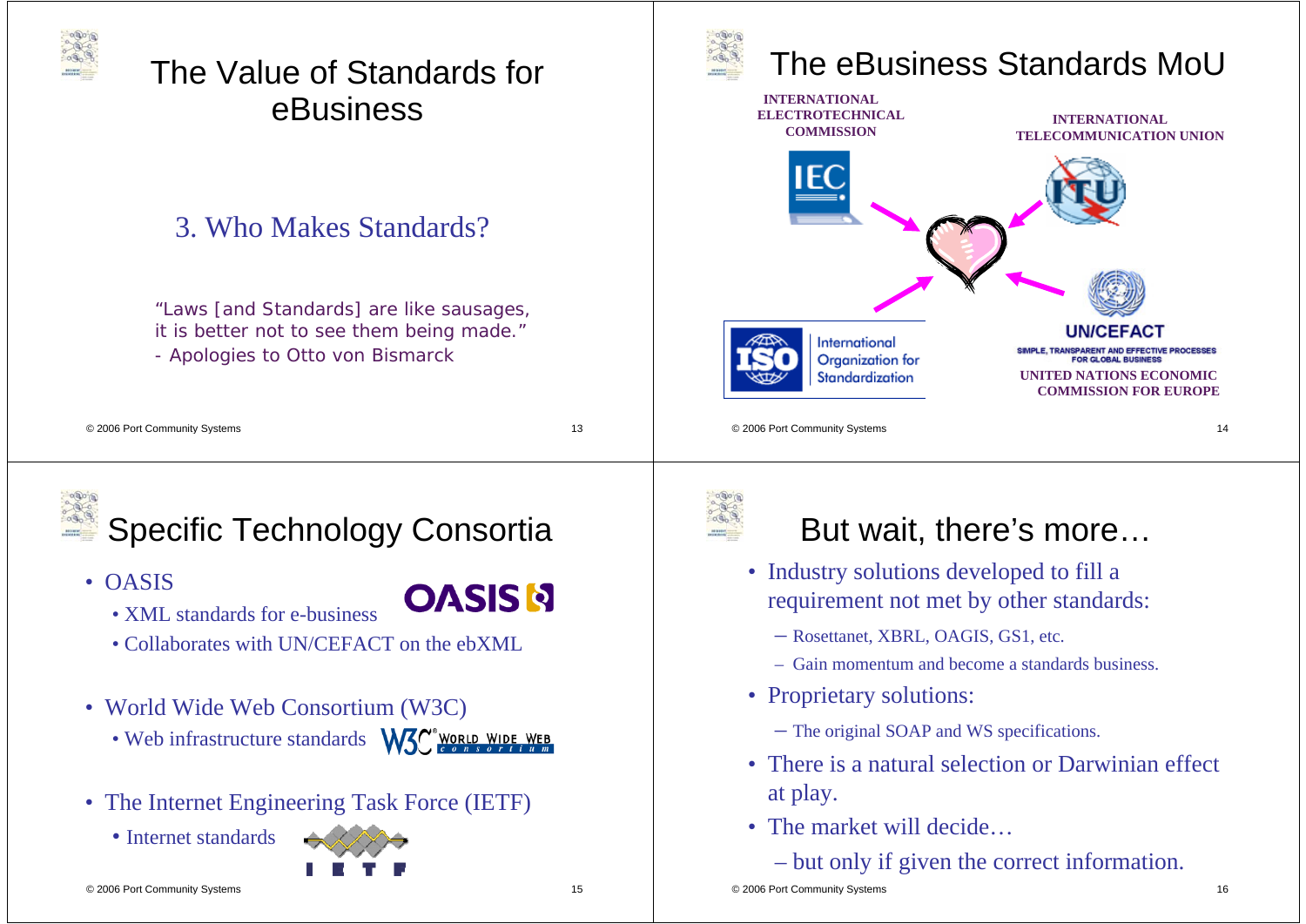# The Value of Standards for eBusiness

## 3. Who Makes Standards?

"Laws [and Standards] are like sausages, it is better not to see them being made."
- Apologies to Otto von Bismarck

# The eBusiness Standards MoU

INTERNATIONAL ELECTROTECHNICAL COMMISSION

INTERNATIONAL TELECOMMUNICATION UNION

International Organization for Standardization

UN/CEFACT
SIMPLE, TRANSPARENT AND EFFECTIVE PROCESSES FOR GLOBAL BUSINESS
UNITED NATIONS ECONOMIC COMMISSION FOR EUROPE

# Specific Technology Consortia

- OASIS
  - XML standards for e-business
  - Collaborates with UN/CEFACT on the ebXML
- World Wide Web Consortium (W3C)
  - Web infrastructure standards
- The Internet Engineering Task Force (IETF)
  - Internet standards

# But wait, there's more…

- Industry solutions developed to fill a requirement not met by other standards:
  - Rosettanet, XBRL, OAGIS, GS1, etc.
  - Gain momentum and become a standards business.
- Proprietary solutions:
  - The original SOAP and WS specifications.
- There is a natural selection or Darwinian effect at play.
- The market will decide…
  - but only if given the correct information.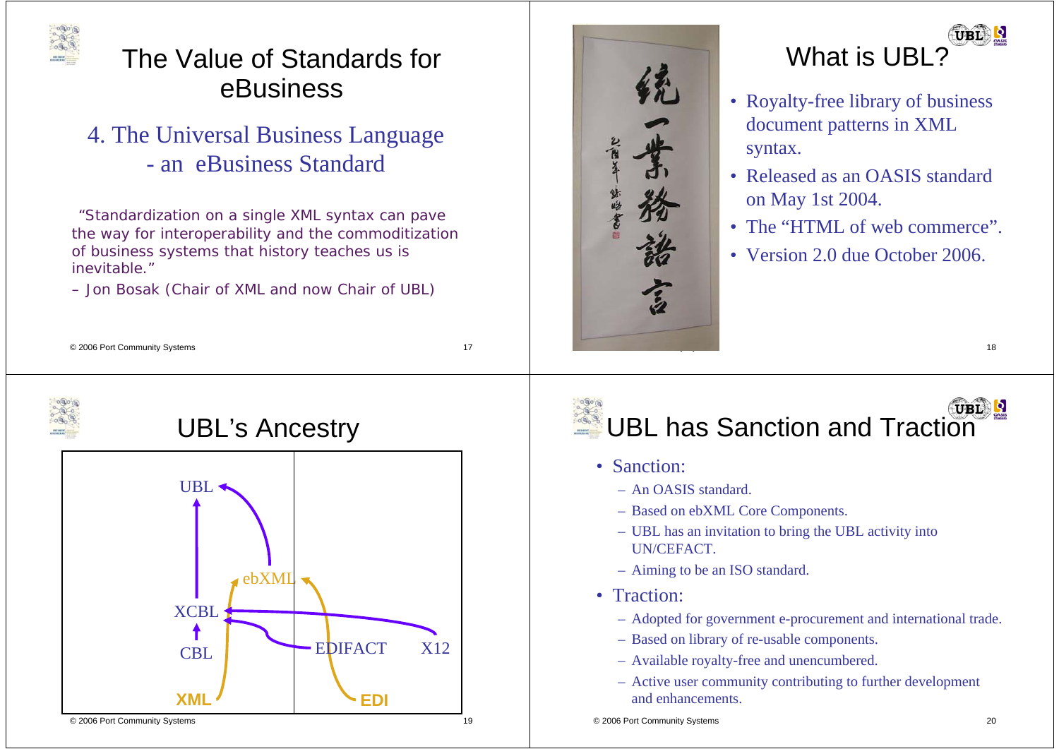# The Value of Standards for eBusiness

## 4. The Universal Business Language - an eBusiness Standard

"Standardization on a single XML syntax can pave the way for interoperability and the commoditization of business systems that history teaches us is inevitable."

– Jon Bosak (Chair of XML and now Chair of UBL)

# What is UBL?

统一業務語言

- Royalty-free library of business document patterns in XML syntax.
- Released as an OASIS standard on May 1st 2004.
- The "HTML of web commerce".
- Version 2.0 due October 2006.

# UBL's Ancestry

UBL ← XCBL ← CBL; ebXML → UBL; XML → ebXML; EDI → ebXML; EDIFACT → XCBL; X12 → XCBL

# UBL has Sanction and Traction

- Sanction:
  - An OASIS standard.
  - Based on ebXML Core Components.
  - UBL has an invitation to bring the UBL activity into UN/CEFACT.
  - Aiming to be an ISO standard.
- Traction:
  - Adopted for government e-procurement and international trade.
  - Based on library of re-usable components.
  - Available royalty-free and unencumbered.
  - Active user community contributing to further development and enhancements.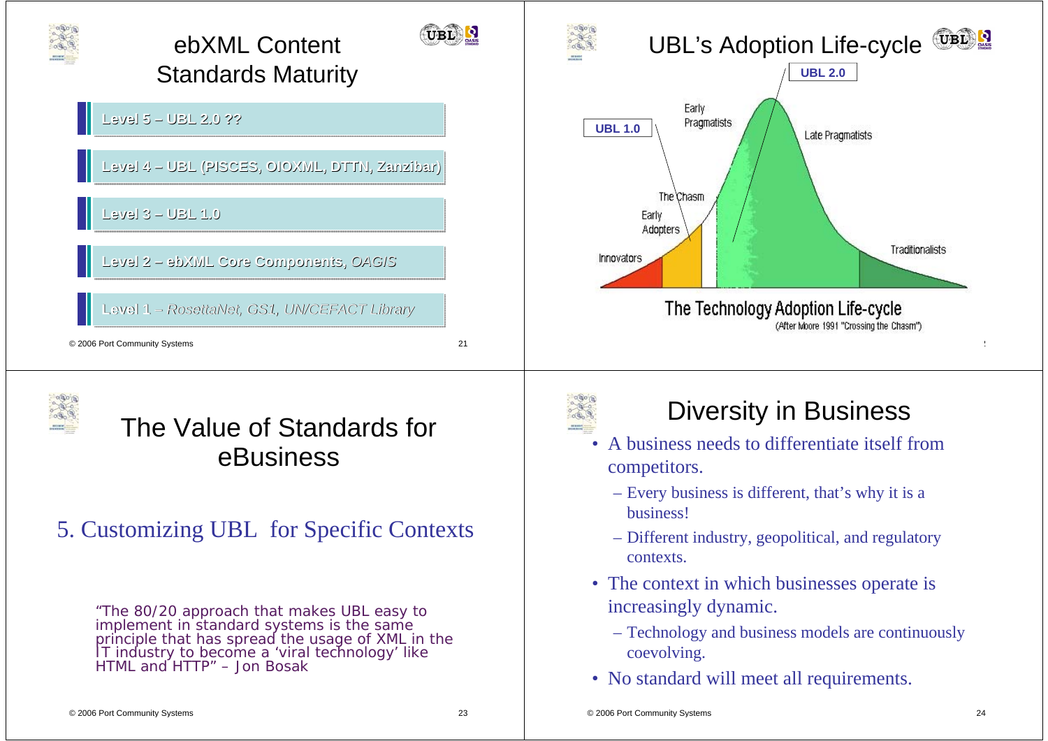## ebXML Content Standards Maturity

- Level 5 – UBL 2.0 ??
- Level 4 – UBL (PISCES, OIOXML, DTTN, Zanzibar)
- Level 3 – UBL 1.0
- Level 2 – ebXML Core Components, OAGIS
- Level 1 – *RosettaNet, GS1, UN/CEFACT Library*

## UBL's Adoption Life-cycle

UBL 2.0

UBL 1.0

Early Pragmatists

Late Pragmatists

The Chasm

Early Adopters

Innovators

Traditionalists

The Technology Adoption Life-cycle
(After Moore 1991 "Crossing the Chasm")

## The Value of Standards for eBusiness

### 5. Customizing UBL for Specific Contexts

"The 80/20 approach that makes UBL easy to implement in standard systems is the same principle that has spread the usage of XML in the IT industry to become a 'viral technology' like HTML and HTTP" – Jon Bosak

## Diversity in Business

- A business needs to differentiate itself from competitors.
  - Every business is different, that's why it is a business!
  - Different industry, geopolitical, and regulatory contexts.
- The context in which businesses operate is increasingly dynamic.
  - Technology and business models are continuously coevolving.
- No standard will meet all requirements.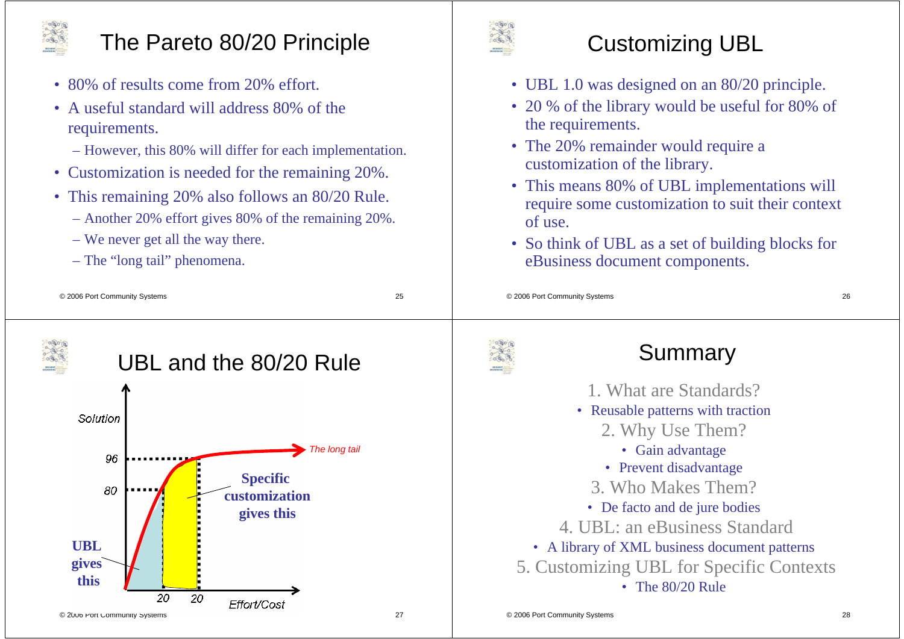# The Pareto 80/20 Principle

- 80% of results come from 20% effort.
- A useful standard will address 80% of the requirements.
  - However, this 80% will differ for each implementation.
- Customization is needed for the remaining 20%.
- This remaining 20% also follows an 80/20 Rule.
  - Another 20% effort gives 80% of the remaining 20%.
  - We never get all the way there.
  - The "long tail" phenomena.

# Customizing UBL

- UBL 1.0 was designed on an 80/20 principle.
- 20 % of the library would be useful for 80% of the requirements.
- The 20% remainder would require a customization of the library.
- This means 80% of UBL implementations will require some customization to suit their context of use.
- So think of UBL as a set of building blocks for eBusiness document components.

# UBL and the 80/20 Rule

Solution

96

80

The long tail

**Specific customization gives this**

**UBL gives this**

20 20

Effort/Cost

# Summary

1. What are Standards?
   - Reusable patterns with traction
2. Why Use Them?
   - Gain advantage
   - Prevent disadvantage
3. Who Makes Them?
   - De facto and de jure bodies
4. UBL: an eBusiness Standard
   - A library of XML business document patterns
5. Customizing UBL for Specific Contexts
   - The 80/20 Rule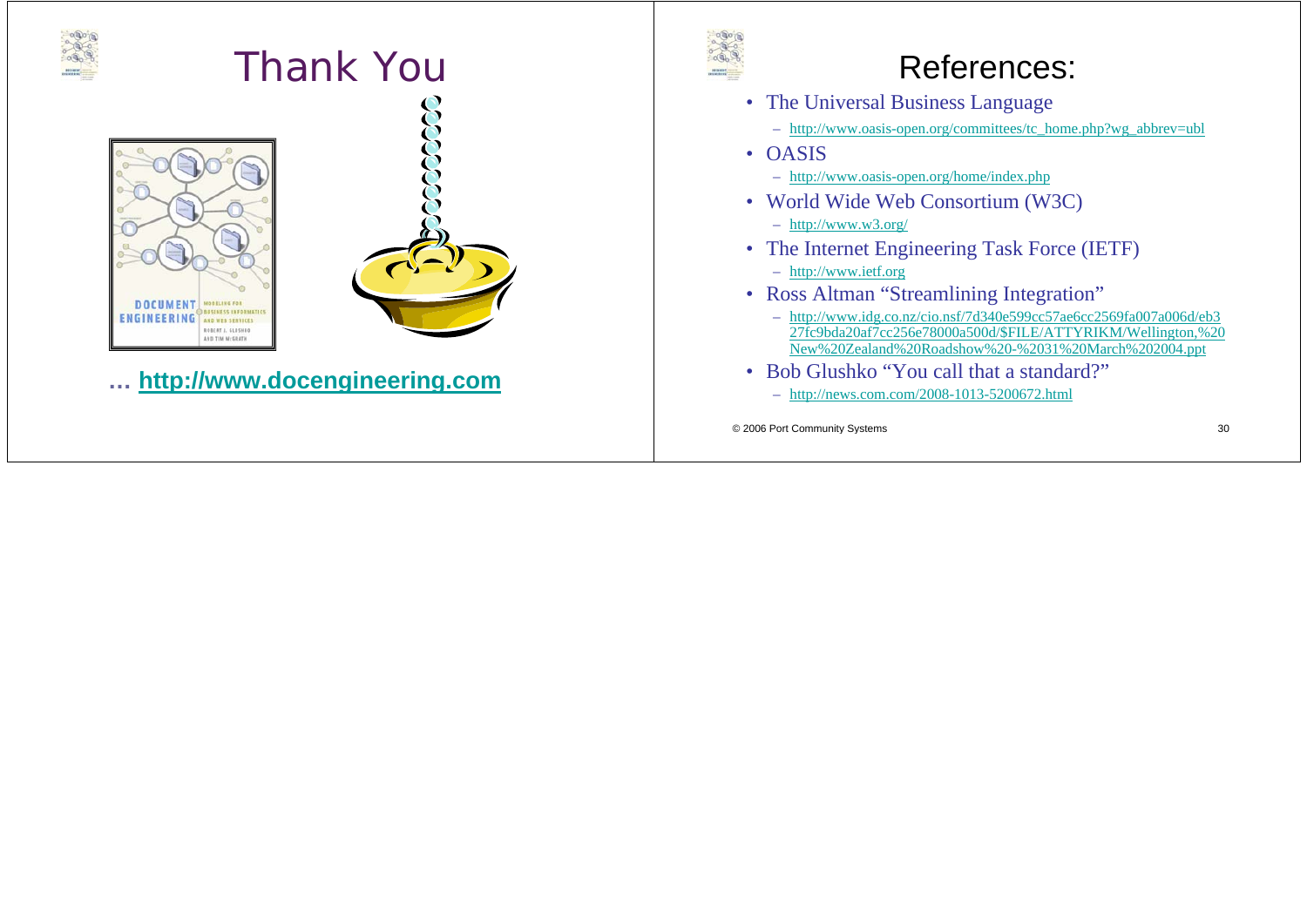# Thank You

… http://www.docengineering.com

# References:

- The Universal Business Language
  - http://www.oasis-open.org/committees/tc_home.php?wg_abbrev=ubl
- OASIS
  - http://www.oasis-open.org/home/index.php
- World Wide Web Consortium (W3C)
  - http://www.w3.org/
- The Internet Engineering Task Force (IETF)
  - http://www.ietf.org
- Ross Altman "Streamlining Integration"
  - http://www.idg.co.nz/cio.nsf/7d340e599cc57ae6cc2569fa007a006d/eb327fc9bda20af7cc256e78000a500d/$FILE/ATTYRIKM/Wellington,%20New%20Zealand%20Roadshow%20-%2031%20March%202004.ppt
- Bob Glushko "You call that a standard?"
  - http://news.com.com/2008-1013-5200672.html

© 2006 Port Community Systems